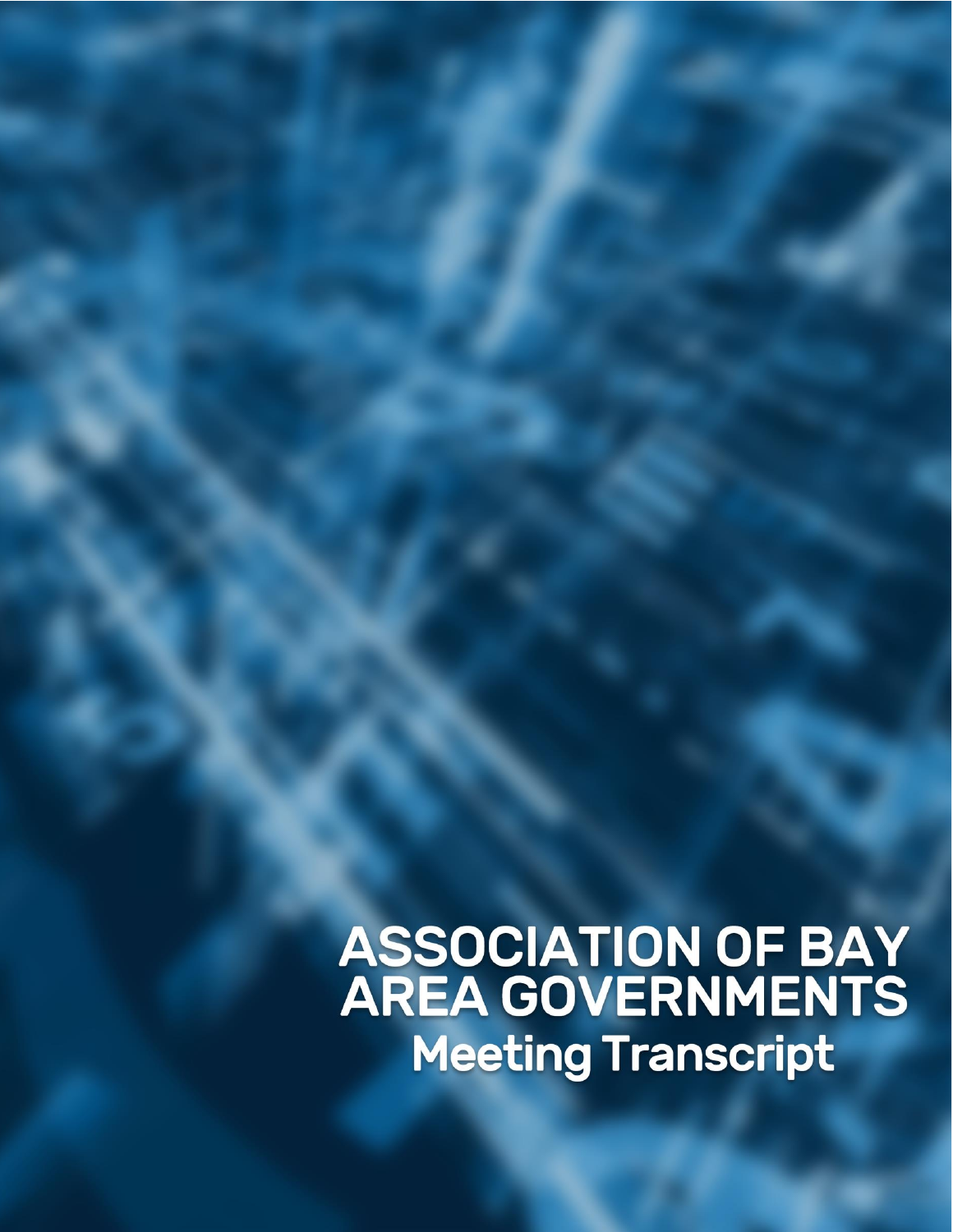# ASSOCIATION OF BAY AREA GOVERNMENTS

## Meeting Transcript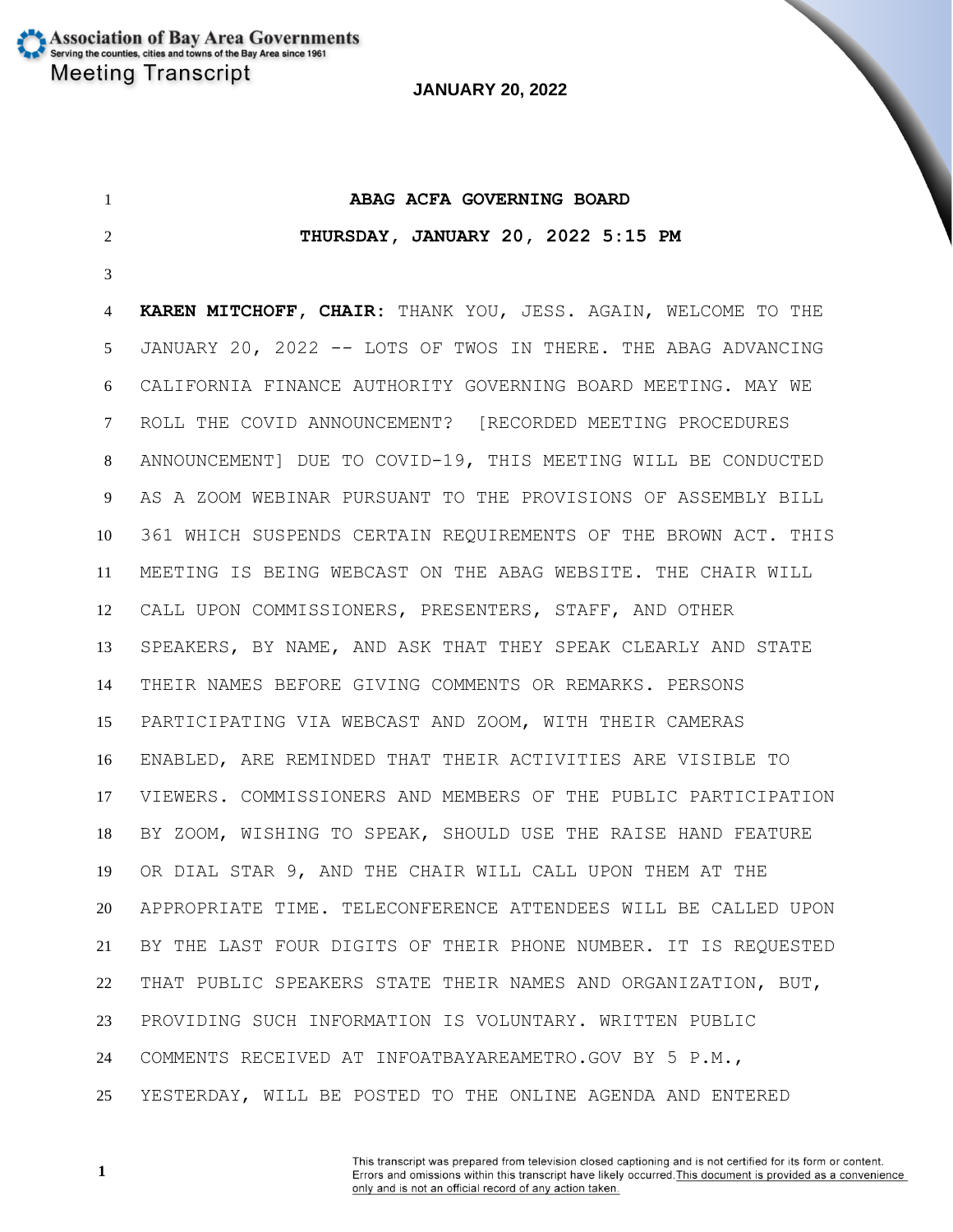**ABAG ACFA GOVERNING BOARD**

**THURSDAY, JANUARY 20, 2022 5:15 PM**

**KAREN MITCHOFF, CHAIR:** THANK YOU, JESS. AGAIN, WELCOME TO THE JANUARY 20, 2022 -- LOTS OF TWOS IN THERE. THE ABAG ADVANCING CALIFORNIA FINANCE AUTHORITY GOVERNING BOARD MEETING. MAY WE ROLL THE COVID ANNOUNCEMENT? [RECORDED MEETING PROCEDURES ANNOUNCEMENT] DUE TO COVID-19, THIS MEETING WILL BE CONDUCTED AS A ZOOM WEBINAR PURSUANT TO THE PROVISIONS OF ASSEMBLY BILL 361 WHICH SUSPENDS CERTAIN REQUIREMENTS OF THE BROWN ACT. THIS MEETING IS BEING WEBCAST ON THE ABAG WEBSITE. THE CHAIR WILL CALL UPON COMMISSIONERS, PRESENTERS, STAFF, AND OTHER SPEAKERS, BY NAME, AND ASK THAT THEY SPEAK CLEARLY AND STATE THEIR NAMES BEFORE GIVING COMMENTS OR REMARKS. PERSONS PARTICIPATING VIA WEBCAST AND ZOOM, WITH THEIR CAMERAS ENABLED, ARE REMINDED THAT THEIR ACTIVITIES ARE VISIBLE TO VIEWERS. COMMISSIONERS AND MEMBERS OF THE PUBLIC PARTICIPATION BY ZOOM, WISHING TO SPEAK, SHOULD USE THE RAISE HAND FEATURE OR DIAL STAR 9, AND THE CHAIR WILL CALL UPON THEM AT THE APPROPRIATE TIME. TELECONFERENCE ATTENDEES WILL BE CALLED UPON BY THE LAST FOUR DIGITS OF THEIR PHONE NUMBER. IT IS REQUESTED THAT PUBLIC SPEAKERS STATE THEIR NAMES AND ORGANIZATION, BUT, PROVIDING SUCH INFORMATION IS VOLUNTARY. WRITTEN PUBLIC COMMENTS RECEIVED AT INFOATBAYAREAMETRO.GOV BY 5 P.M., YESTERDAY, WILL BE POSTED TO THE ONLINE AGENDA AND ENTERED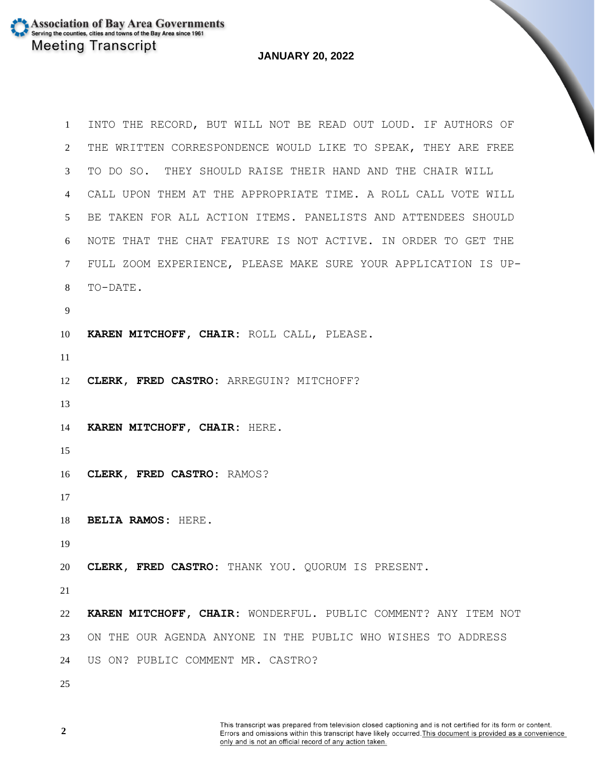INTO THE RECORD, BUT WILL NOT BE READ OUT LOUD. IF AUTHORS OF THE WRITTEN CORRESPONDENCE WOULD LIKE TO SPEAK, THEY ARE FREE TO DO SO. THEY SHOULD RAISE THEIR HAND AND THE CHAIR WILL CALL UPON THEM AT THE APPROPRIATE TIME. A ROLL CALL VOTE WILL BE TAKEN FOR ALL ACTION ITEMS. PANELISTS AND ATTENDEES SHOULD NOTE THAT THE CHAT FEATURE IS NOT ACTIVE. IN ORDER TO GET THE FULL ZOOM EXPERIENCE, PLEASE MAKE SURE YOUR APPLICATION IS UP-TO-DATE.

**KAREN MITCHOFF, CHAIR:** ROLL CALL, PLEASE.

**CLERK, FRED CASTRO:** ARREGUIN? MITCHOFF?

**KAREN MITCHOFF, CHAIR:** HERE.

**CLERK, FRED CASTRO:** RAMOS?

**BELIA RAMOS:** HERE.

**CLERK, FRED CASTRO:** THANK YOU. QUORUM IS PRESENT.

**KAREN MITCHOFF, CHAIR:** WONDERFUL. PUBLIC COMMENT? ANY ITEM NOT ON THE OUR AGENDA ANYONE IN THE PUBLIC WHO WISHES TO ADDRESS US ON? PUBLIC COMMENT MR. CASTRO?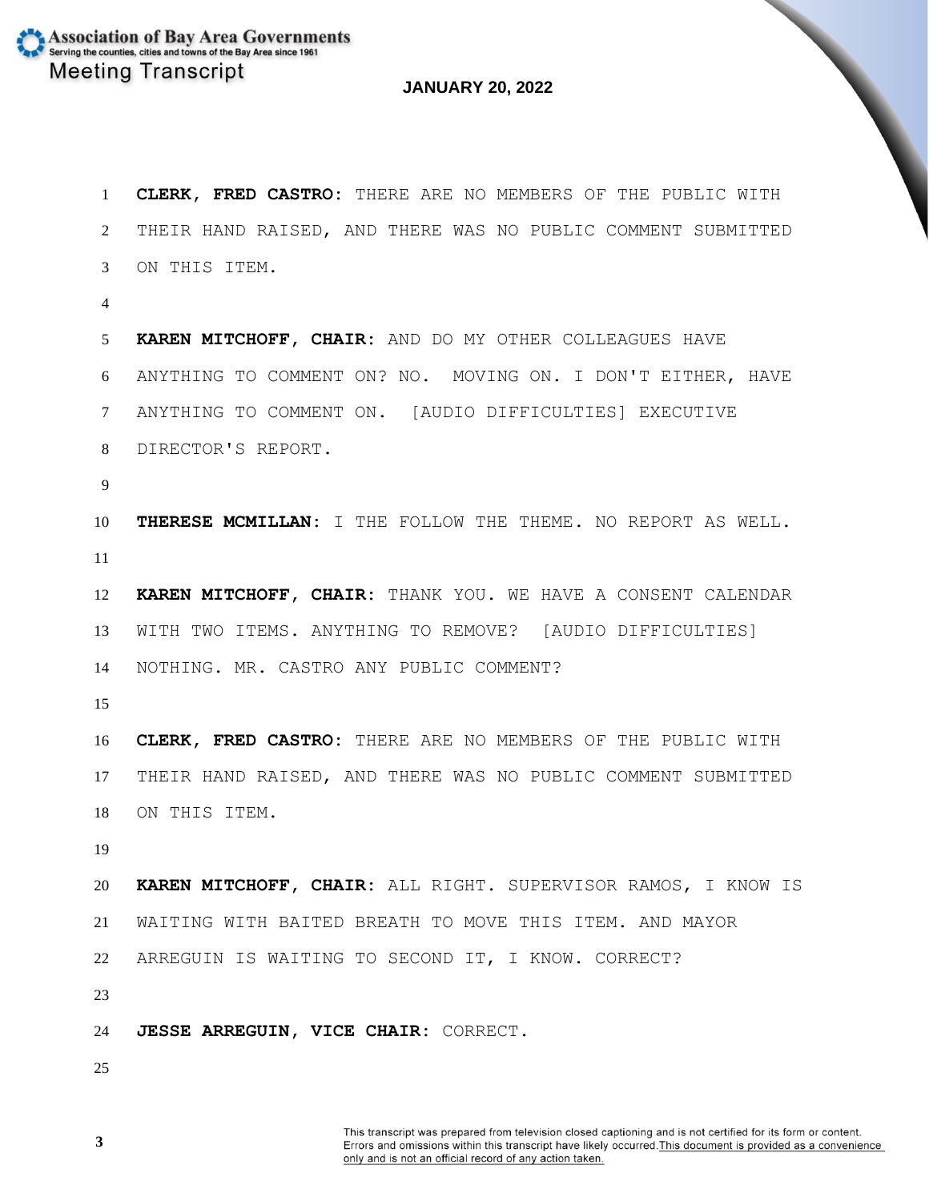**CLERK, FRED CASTRO:** THERE ARE NO MEMBERS OF THE PUBLIC WITH THEIR HAND RAISED, AND THERE WAS NO PUBLIC COMMENT SUBMITTED ON THIS ITEM.

**KAREN MITCHOFF, CHAIR:** AND DO MY OTHER COLLEAGUES HAVE ANYTHING TO COMMENT ON? NO. MOVING ON. I DON'T EITHER, HAVE ANYTHING TO COMMENT ON. [AUDIO DIFFICULTIES] EXECUTIVE DIRECTOR'S REPORT.

**THERESE MCMILLAN:** I THE FOLLOW THE THEME. NO REPORT AS WELL.

**KAREN MITCHOFF, CHAIR:** THANK YOU. WE HAVE A CONSENT CALENDAR WITH TWO ITEMS. ANYTHING TO REMOVE? [AUDIO DIFFICULTIES] NOTHING. MR. CASTRO ANY PUBLIC COMMENT?

**CLERK, FRED CASTRO:** THERE ARE NO MEMBERS OF THE PUBLIC WITH THEIR HAND RAISED, AND THERE WAS NO PUBLIC COMMENT SUBMITTED ON THIS ITEM.

**KAREN MITCHOFF, CHAIR:** ALL RIGHT. SUPERVISOR RAMOS, I KNOW IS WAITING WITH BAITED BREATH TO MOVE THIS ITEM. AND MAYOR ARREGUIN IS WAITING TO SECOND IT, I KNOW. CORRECT?

**JESSE ARREGUIN, VICE CHAIR:** CORRECT.

This transcript was prepared from television closed captioning and is not certified for its form or content. Errors and omissions within this transcript have likely occurred. This document is provided as a convenience only and is not an official record of any action taken.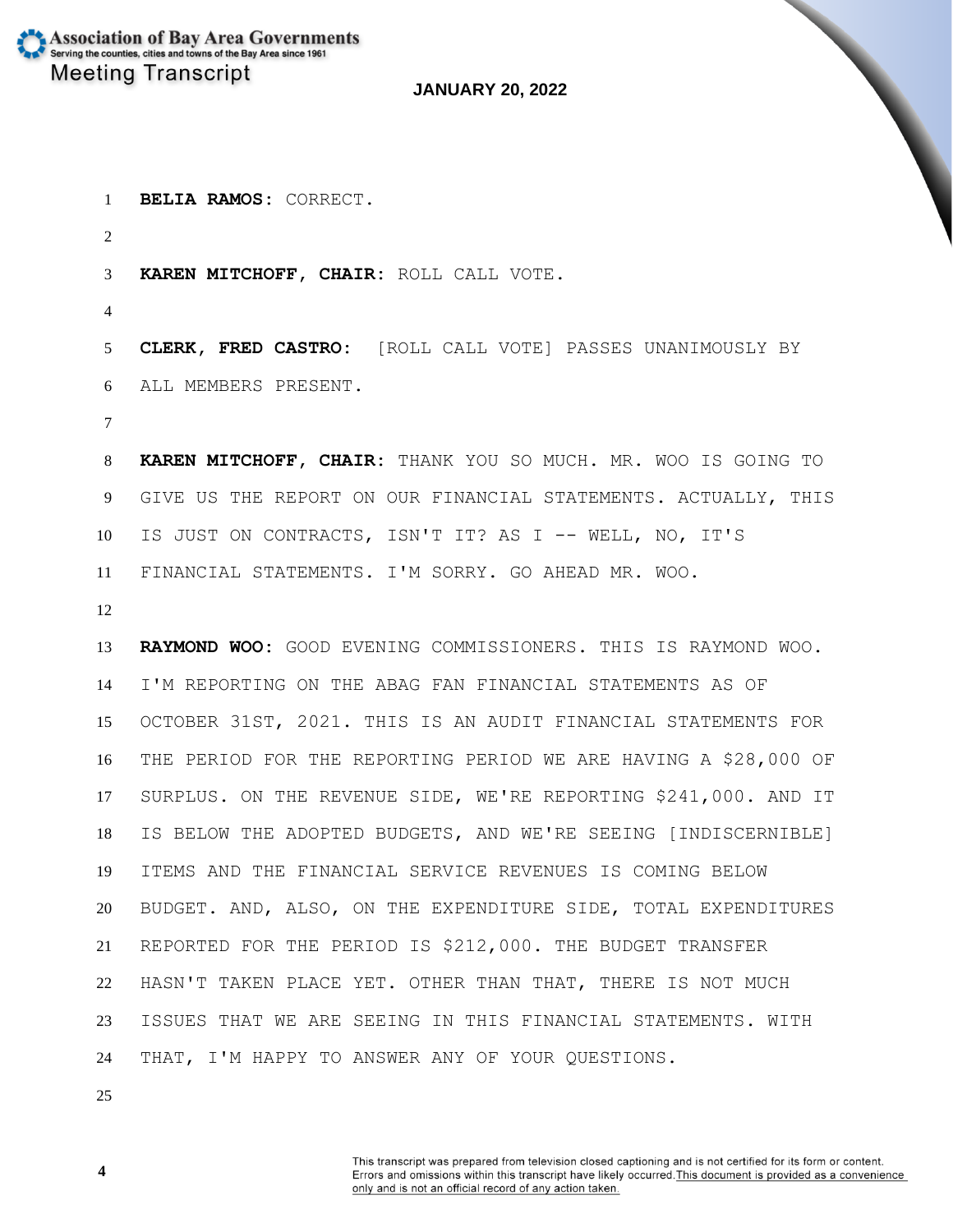**BELIA RAMOS**: CORRECT.

**KAREN MITCHOFF, CHAIR**: ROLL CALL VOTE.

**CLERK, FRED CASTRO**: [ROLL CALL VOTE] PASSES UNANIMOUSLY BY ALL MEMBERS PRESENT.

**KAREN MITCHOFF, CHAIR**: THANK YOU SO MUCH. MR. WOO IS GOING TO GIVE US THE REPORT ON OUR FINANCIAL STATEMENTS. ACTUALLY, THIS IS JUST ON CONTRACTS, ISN'T IT? AS I -- WELL, NO, IT'S FINANCIAL STATEMENTS. I'M SORRY. GO AHEAD MR. WOO.

**RAYMOND WOO**: GOOD EVENING COMMISSIONERS. THIS IS RAYMOND WOO. I'M REPORTING ON THE ABAG FAN FINANCIAL STATEMENTS AS OF OCTOBER 31ST, 2021. THIS IS AN AUDIT FINANCIAL STATEMENTS FOR THE PERIOD FOR THE REPORTING PERIOD WE ARE HAVING A $28,000 OF SURPLUS. ON THE REVENUE SIDE, WE'RE REPORTING $241,000. AND IT IS BELOW THE ADOPTED BUDGETS, AND WE'RE SEEING [INDISCERNIBLE] ITEMS AND THE FINANCIAL SERVICE REVENUES IS COMING BELOW BUDGET. AND, ALSO, ON THE EXPENDITURE SIDE, TOTAL EXPENDITURES REPORTED FOR THE PERIOD IS $212,000. THE BUDGET TRANSFER HASN'T TAKEN PLACE YET. OTHER THAN THAT, THERE IS NOT MUCH ISSUES THAT WE ARE SEEING IN THIS FINANCIAL STATEMENTS. WITH THAT, I'M HAPPY TO ANSWER ANY OF YOUR QUESTIONS.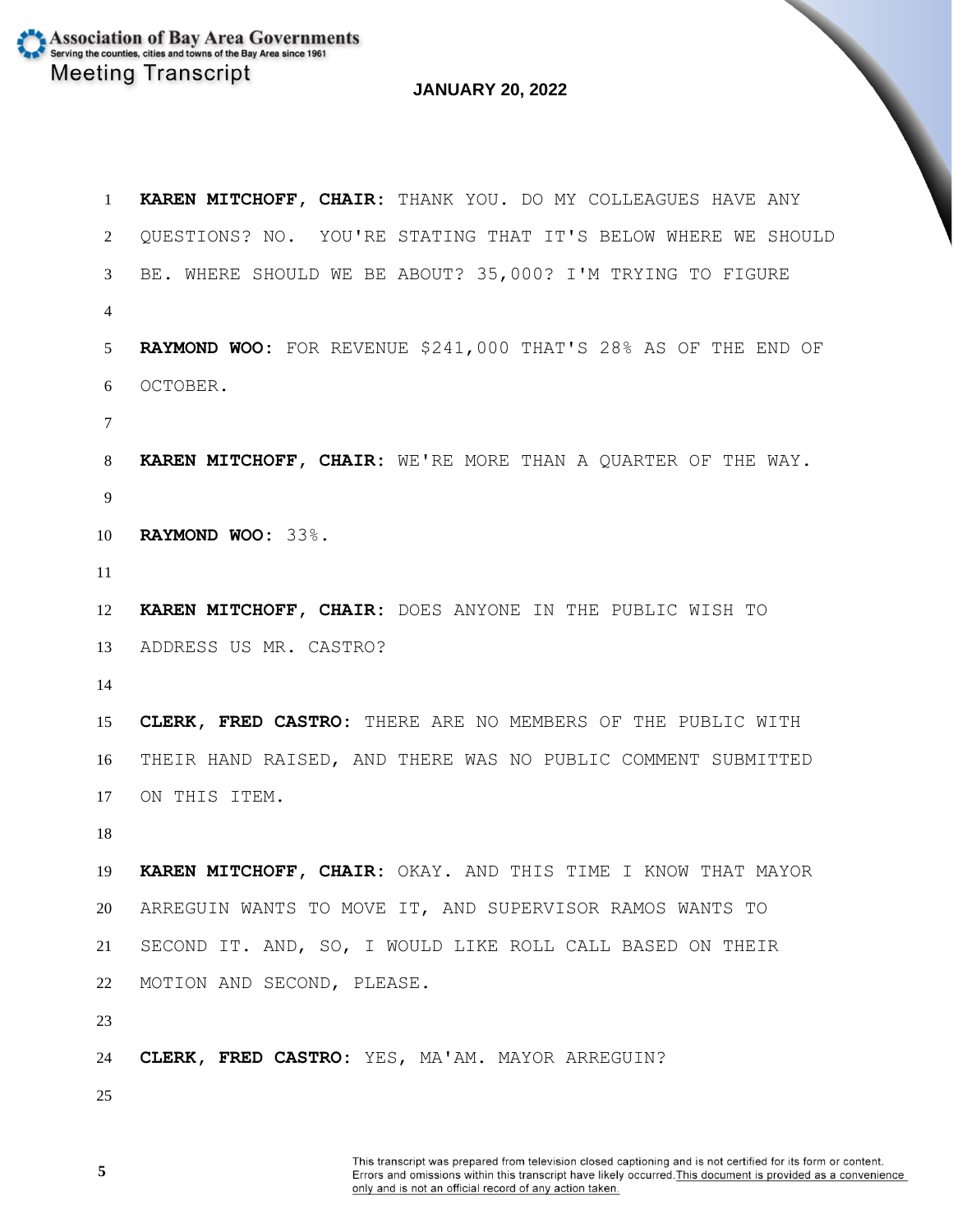**KAREN MITCHOFF, CHAIR:** THANK YOU. DO MY COLLEAGUES HAVE ANY QUESTIONS? NO. YOU'RE STATING THAT IT'S BELOW WHERE WE SHOULD BE. WHERE SHOULD WE BE ABOUT? 35,000? I'M TRYING TO FIGURE

**RAYMOND WOO:** FOR REVENUE $241,000 THAT'S 28% AS OF THE END OF OCTOBER.

**KAREN MITCHOFF, CHAIR:** WE'RE MORE THAN A QUARTER OF THE WAY.

**RAYMOND WOO:** 33%.

**KAREN MITCHOFF, CHAIR:** DOES ANYONE IN THE PUBLIC WISH TO ADDRESS US MR. CASTRO?

**CLERK, FRED CASTRO:** THERE ARE NO MEMBERS OF THE PUBLIC WITH THEIR HAND RAISED, AND THERE WAS NO PUBLIC COMMENT SUBMITTED ON THIS ITEM.

**KAREN MITCHOFF, CHAIR:** OKAY. AND THIS TIME I KNOW THAT MAYOR ARREGUIN WANTS TO MOVE IT, AND SUPERVISOR RAMOS WANTS TO SECOND IT. AND, SO, I WOULD LIKE ROLL CALL BASED ON THEIR MOTION AND SECOND, PLEASE.

**CLERK, FRED CASTRO:** YES, MA'AM. MAYOR ARREGUIN?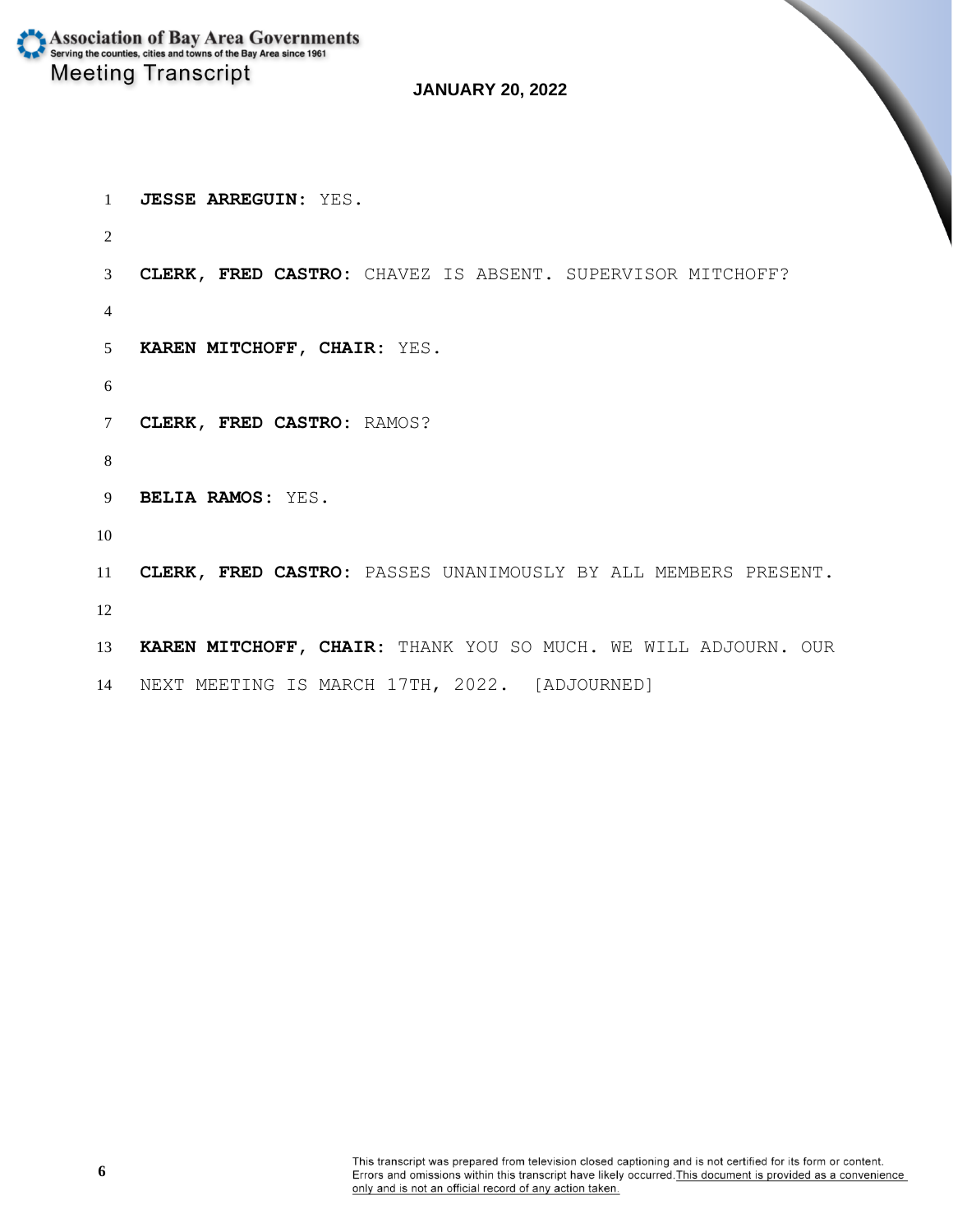**JESSE ARREGUIN:** YES.

**CLERK, FRED CASTRO:** CHAVEZ IS ABSENT. SUPERVISOR MITCHOFF?

**KAREN MITCHOFF, CHAIR:** YES.

**CLERK, FRED CASTRO:** RAMOS?

**BELIA RAMOS:** YES.

**CLERK, FRED CASTRO:** PASSES UNANIMOUSLY BY ALL MEMBERS PRESENT.

**KAREN MITCHOFF, CHAIR:** THANK YOU SO MUCH. WE WILL ADJOURN. OUR NEXT MEETING IS MARCH 17TH, 2022. [ADJOURNED]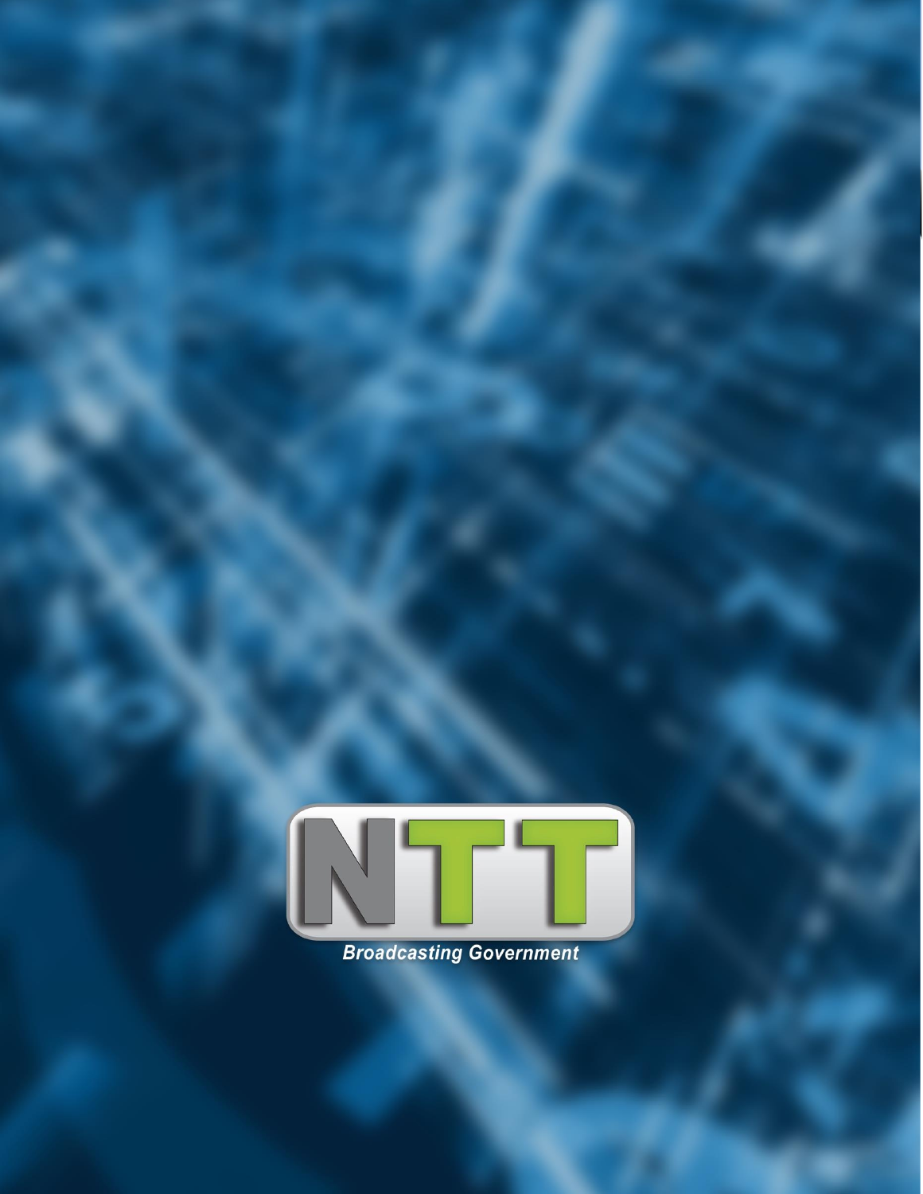NTT

*Broadcasting Government*